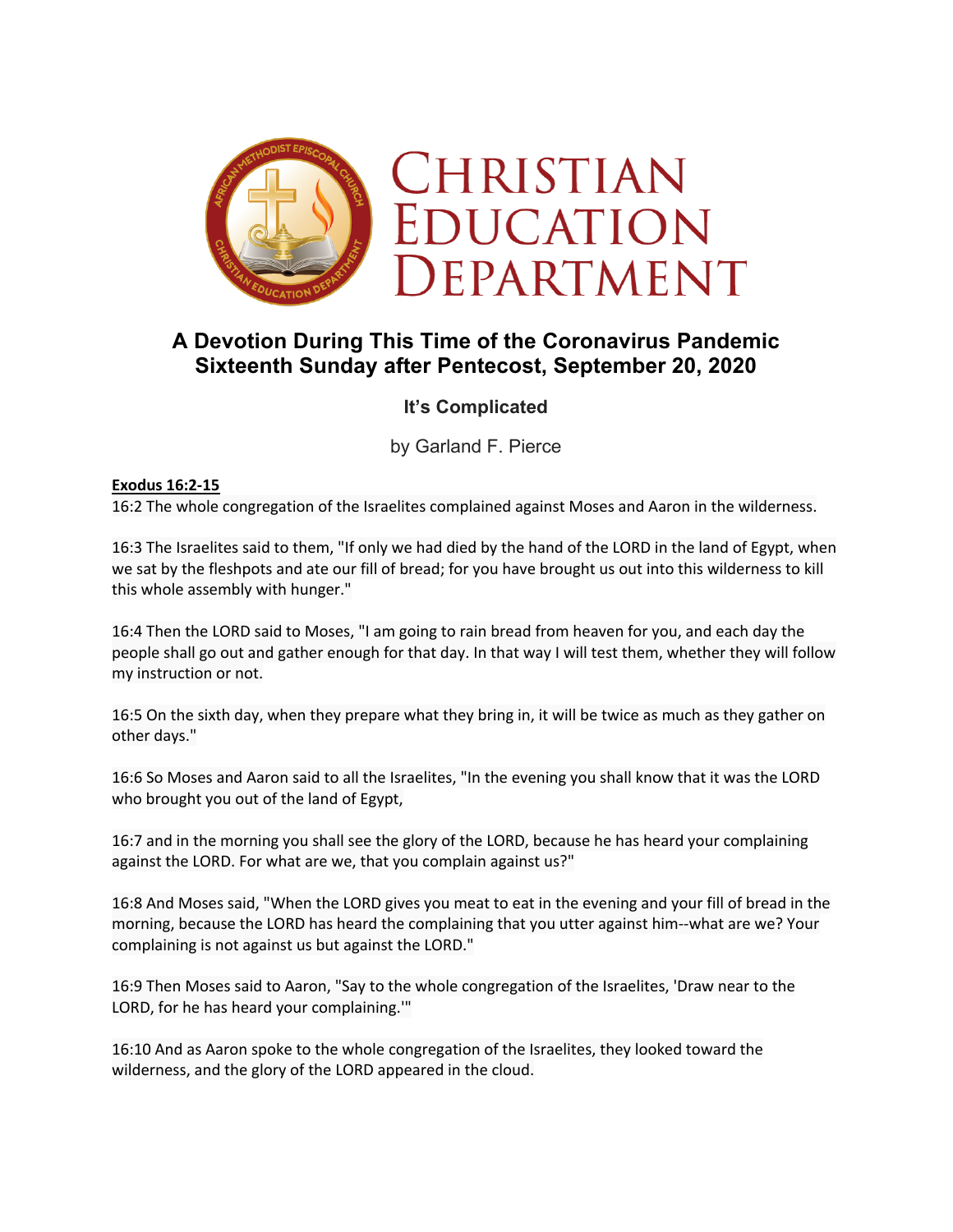# Christian Education Department

## A Devotion During This Time of the Coronavirus Pandemic
## Sixteenth Sunday after Pentecost, September 20, 2020

### It's Complicated

by Garland F. Pierce

**Exodus 16:2-15**

16:2 The whole congregation of the Israelites complained against Moses and Aaron in the wilderness.

16:3 The Israelites said to them, "If only we had died by the hand of the LORD in the land of Egypt, when we sat by the fleshpots and ate our fill of bread; for you have brought us out into this wilderness to kill this whole assembly with hunger."

16:4 Then the LORD said to Moses, "I am going to rain bread from heaven for you, and each day the people shall go out and gather enough for that day. In that way I will test them, whether they will follow my instruction or not.

16:5 On the sixth day, when they prepare what they bring in, it will be twice as much as they gather on other days."

16:6 So Moses and Aaron said to all the Israelites, "In the evening you shall know that it was the LORD who brought you out of the land of Egypt,

16:7 and in the morning you shall see the glory of the LORD, because he has heard your complaining against the LORD. For what are we, that you complain against us?"

16:8 And Moses said, "When the LORD gives you meat to eat in the evening and your fill of bread in the morning, because the LORD has heard the complaining that you utter against him--what are we? Your complaining is not against us but against the LORD."

16:9 Then Moses said to Aaron, "Say to the whole congregation of the Israelites, 'Draw near to the LORD, for he has heard your complaining.'"

16:10 And as Aaron spoke to the whole congregation of the Israelites, they looked toward the wilderness, and the glory of the LORD appeared in the cloud.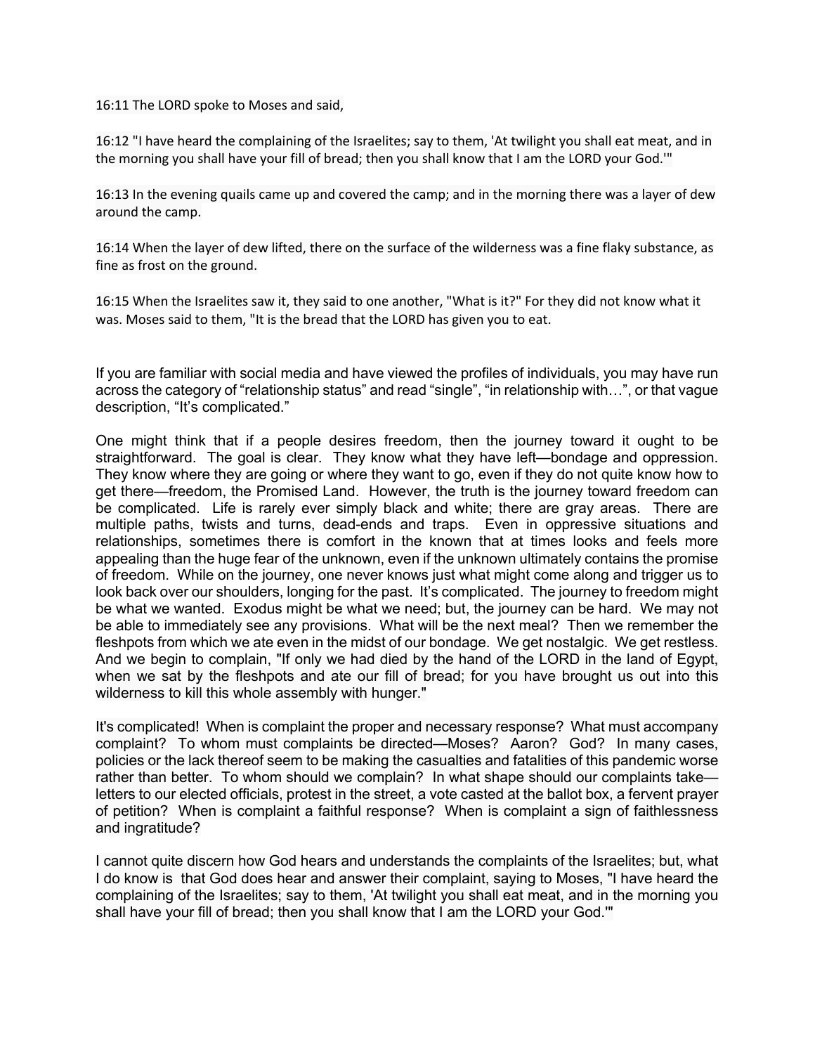16:11 The LORD spoke to Moses and said,

16:12 "I have heard the complaining of the Israelites; say to them, 'At twilight you shall eat meat, and in the morning you shall have your fill of bread; then you shall know that I am the LORD your God.'"

16:13 In the evening quails came up and covered the camp; and in the morning there was a layer of dew around the camp.

16:14 When the layer of dew lifted, there on the surface of the wilderness was a fine flaky substance, as fine as frost on the ground.

16:15 When the Israelites saw it, they said to one another, "What is it?" For they did not know what it was. Moses said to them, "It is the bread that the LORD has given you to eat.

If you are familiar with social media and have viewed the profiles of individuals, you may have run across the category of "relationship status" and read "single", "in relationship with…", or that vague description, "It's complicated."

One might think that if a people desires freedom, then the journey toward it ought to be straightforward. The goal is clear. They know what they have left—bondage and oppression. They know where they are going or where they want to go, even if they do not quite know how to get there—freedom, the Promised Land. However, the truth is the journey toward freedom can be complicated. Life is rarely ever simply black and white; there are gray areas. There are multiple paths, twists and turns, dead-ends and traps. Even in oppressive situations and relationships, sometimes there is comfort in the known that at times looks and feels more appealing than the huge fear of the unknown, even if the unknown ultimately contains the promise of freedom. While on the journey, one never knows just what might come along and trigger us to look back over our shoulders, longing for the past. It's complicated. The journey to freedom might be what we wanted. Exodus might be what we need; but, the journey can be hard. We may not be able to immediately see any provisions. What will be the next meal? Then we remember the fleshpots from which we ate even in the midst of our bondage. We get nostalgic. We get restless. And we begin to complain, "If only we had died by the hand of the LORD in the land of Egypt, when we sat by the fleshpots and ate our fill of bread; for you have brought us out into this wilderness to kill this whole assembly with hunger."

It's complicated! When is complaint the proper and necessary response? What must accompany complaint? To whom must complaints be directed—Moses? Aaron? God? In many cases, policies or the lack thereof seem to be making the casualties and fatalities of this pandemic worse rather than better. To whom should we complain? In what shape should our complaints take—letters to our elected officials, protest in the street, a vote casted at the ballot box, a fervent prayer of petition? When is complaint a faithful response? When is complaint a sign of faithlessness and ingratitude?

I cannot quite discern how God hears and understands the complaints of the Israelites; but, what I do know is that God does hear and answer their complaint, saying to Moses, "I have heard the complaining of the Israelites; say to them, 'At twilight you shall eat meat, and in the morning you shall have your fill of bread; then you shall know that I am the LORD your God.'"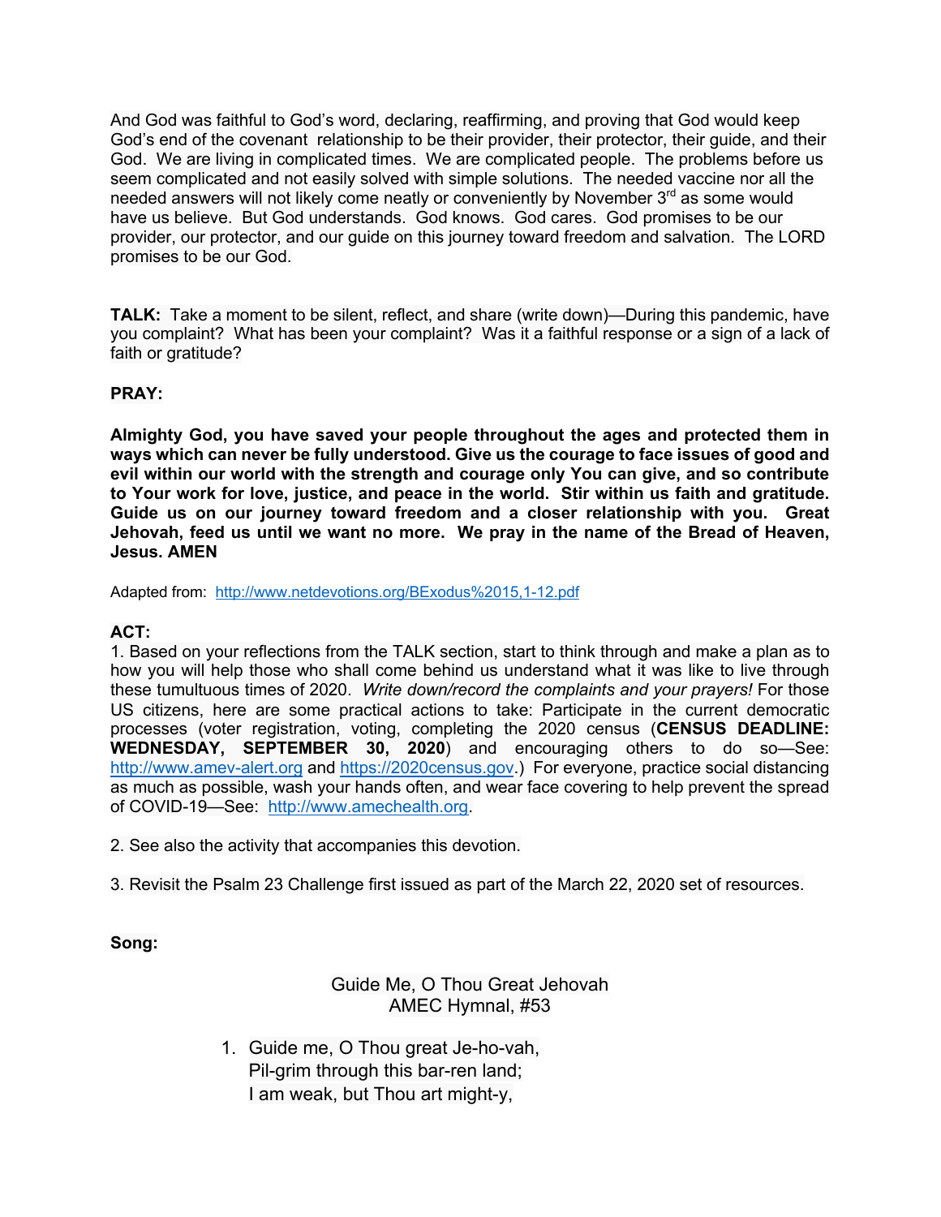And God was faithful to God's word, declaring, reaffirming, and proving that God would keep God's end of the covenant relationship to be their provider, their protector, their guide, and their God. We are living in complicated times. We are complicated people. The problems before us seem complicated and not easily solved with simple solutions. The needed vaccine nor all the needed answers will not likely come neatly or conveniently by November 3rd as some would have us believe. But God understands. God knows. God cares. God promises to be our provider, our protector, and our guide on this journey toward freedom and salvation. The LORD promises to be our God.

**TALK:** Take a moment to be silent, reflect, and share (write down)—During this pandemic, have you complaint? What has been your complaint? Was it a faithful response or a sign of a lack of faith or gratitude?

**PRAY:**

**Almighty God, you have saved your people throughout the ages and protected them in ways which can never be fully understood. Give us the courage to face issues of good and evil within our world with the strength and courage only You can give, and so contribute to Your work for love, justice, and peace in the world. Stir within us faith and gratitude. Guide us on our journey toward freedom and a closer relationship with you. Great Jehovah, feed us until we want no more. We pray in the name of the Bread of Heaven, Jesus. AMEN**

Adapted from: http://www.netdevotions.org/BExodus%2015,1-12.pdf

**ACT:**

1. Based on your reflections from the TALK section, start to think through and make a plan as to how you will help those who shall come behind us understand what it was like to live through these tumultuous times of 2020. *Write down/record the complaints and your prayers!* For those US citizens, here are some practical actions to take: Participate in the current democratic processes (voter registration, voting, completing the 2020 census (**CENSUS DEADLINE: WEDNESDAY, SEPTEMBER 30, 2020**) and encouraging others to do so—See: http://www.amev-alert.org and https://2020census.gov.) For everyone, practice social distancing as much as possible, wash your hands often, and wear face covering to help prevent the spread of COVID-19—See: http://www.amechealth.org.

2. See also the activity that accompanies this devotion.

3. Revisit the Psalm 23 Challenge first issued as part of the March 22, 2020 set of resources.

**Song:**

Guide Me, O Thou Great Jehovah
AMEC Hymnal, #53

1. Guide me, O Thou great Je-ho-vah,
   Pil-grim through this bar-ren land;
   I am weak, but Thou art might-y,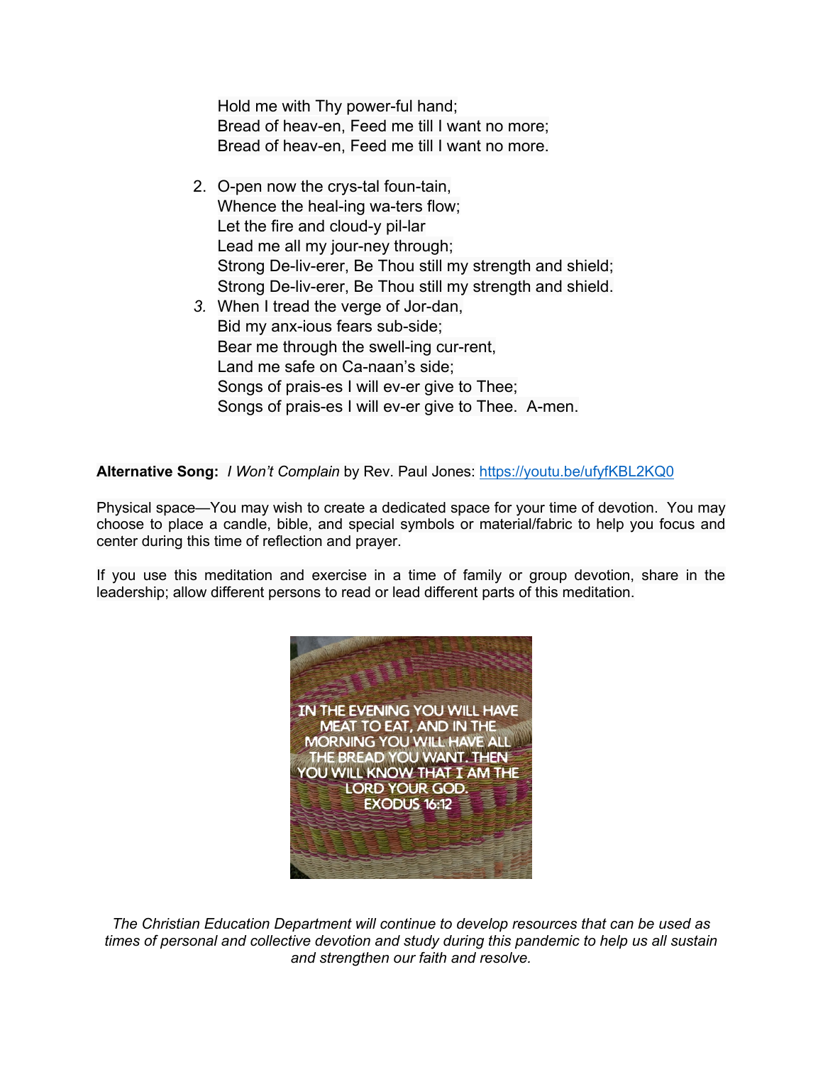Hold me with Thy power-ful hand;
Bread of heav-en, Feed me till I want no more;
Bread of heav-en, Feed me till I want no more.

2. O-pen now the crys-tal foun-tain,
   Whence the heal-ing wa-ters flow;
   Let the fire and cloud-y pil-lar
   Lead me all my jour-ney through;
   Strong De-liv-erer, Be Thou still my strength and shield;
   Strong De-liv-erer, Be Thou still my strength and shield.
3. When I tread the verge of Jor-dan,
   Bid my anx-ious fears sub-side;
   Bear me through the swell-ing cur-rent,
   Land me safe on Ca-naan's side;
   Songs of prais-es I will ev-er give to Thee;
   Songs of prais-es I will ev-er give to Thee. A-men.

**Alternative Song:** *I Won't Complain* by Rev. Paul Jones: https://youtu.be/ufyfKBL2KQ0

Physical space—You may wish to create a dedicated space for your time of devotion. You may choose to place a candle, bible, and special symbols or material/fabric to help you focus and center during this time of reflection and prayer.

If you use this meditation and exercise in a time of family or group devotion, share in the leadership; allow different persons to read or lead different parts of this meditation.

IN THE EVENING YOU WILL HAVE MEAT TO EAT, AND IN THE MORNING YOU WILL HAVE ALL THE BREAD YOU WANT. THEN YOU WILL KNOW THAT I AM THE LORD YOUR GOD.
EXODUS 16:12

*The Christian Education Department will continue to develop resources that can be used as times of personal and collective devotion and study during this pandemic to help us all sustain and strengthen our faith and resolve.*